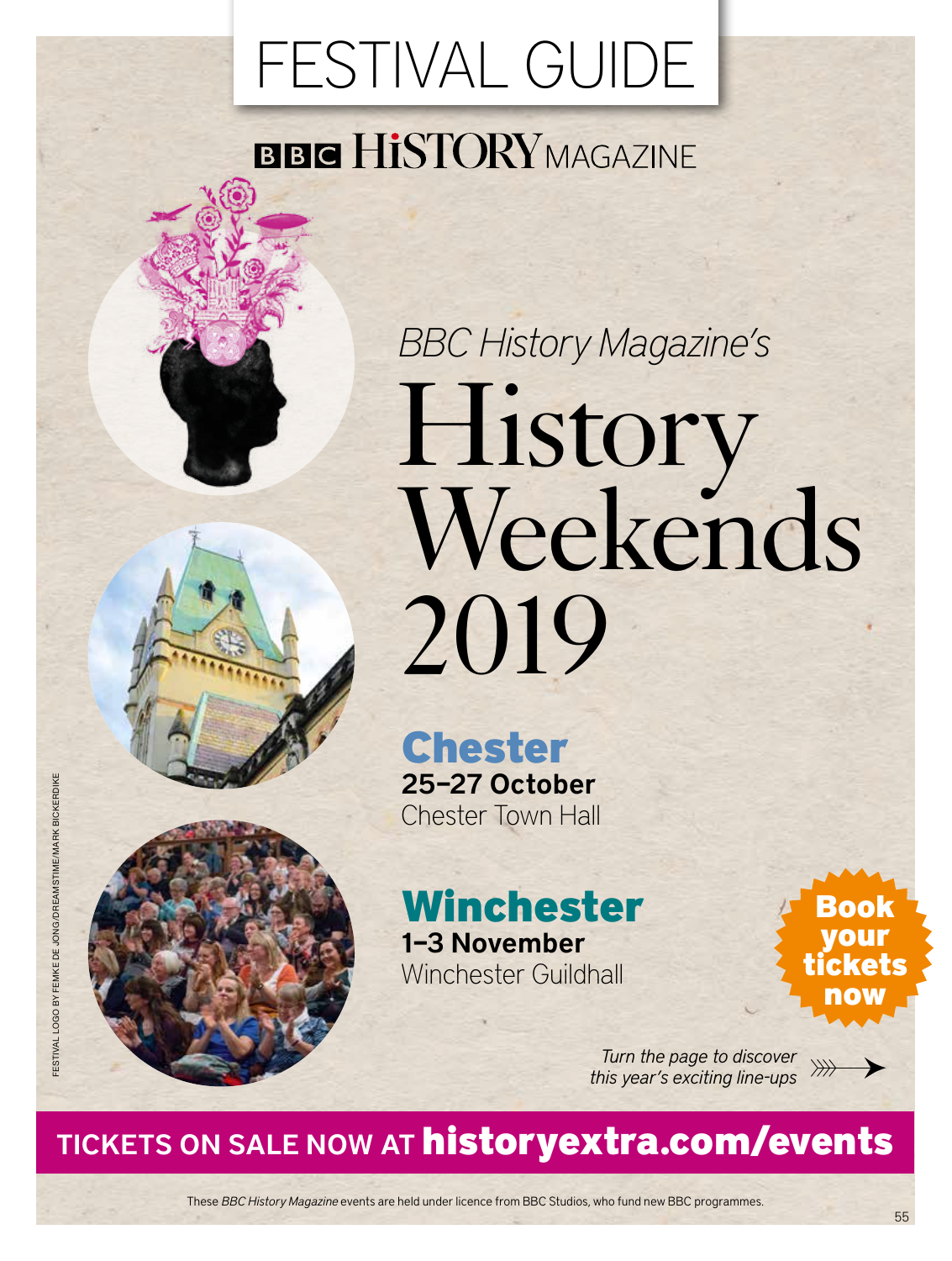# FESTIVAL GUIDE

BBC HISTORY MAGAZINE

*BBC History Magazine's*

# History Weekends 2019

## Chester

**25–27 October**

Chester Town Hall

## Winchester

**1–3 November**

Winchester Guildhall

**Book your tickets now**

*Turn the page to discover this year's exciting line-ups*

**TICKETS ON SALE NOW AT historyextra.com/events**

FESTIVAL LOGO BY FEMKE DE JONG/DREAMSTIME/MARK BICKERDIKE

These *BBC History Magazine* events are held under licence from BBC Studios, who fund new BBC programmes.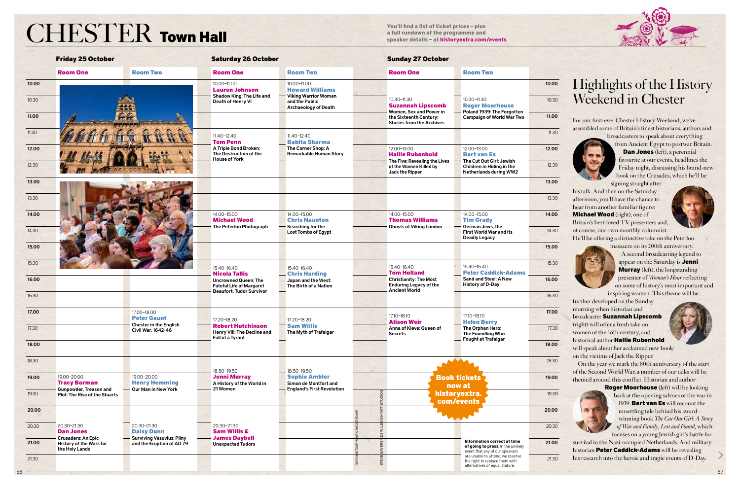# CHESTER Town Hall

You'll find a list of ticket prices – plus a full rundown of the programme and speaker details – at historyextra.com/events

## Friday 25 October

| Room One | Room Two |
|---|---|
| | 17.00–18.00 **Peter Gaunt** Chester in the English Civil War, 1642–46 |
| 19.00–20.00 **Tracy Borman** Gunpowder, Treason and Plot: The Rise of the Stuarts | 19.00–20.00 **Henry Hemming** Our Man in New York |
| 20.30–21.30 **Dan Jones** Crusaders: An Epic History of the Wars for the Holy Lands | 20.30–21.30 **Daisy Dunn** Surviving Vesuvius: Pliny and the Eruption of AD 79 |

## Saturday 26 October

| Room One | Room Two |
|---|---|
| 10.00–11.00 **Lauren Johnson** Shadow King: The Life and Death of Henry VI | 10.00–11.00 **Howard Williams** Viking Warrior Women and the Public Archaeology of Death |
| 11.40–12.40 **Tom Penn** A Triple Bond Broken: The Destruction of the House of York | 11.40–12.40 **Babita Sharma** The Corner Shop: A Remarkable Human Story |
| 14.00–15.00 **Michael Wood** The Peterloo Photograph | 14.00–15.00 **Chris Naunton** Searching for the Lost Tombs of Egypt |
| 15.40–16.40 **Nicola Tallis** Uncrowned Queen: The Fateful Life of Margaret Beaufort, Tudor Survivor | 15.40–16.40 **Chris Harding** Japan and the West: The Birth of a Nation |
| 17.20–18.20 **Robert Hutchinson** Henry VIII: The Decline and Fall of a Tyrant | 17.20–18.20 **Sam Willis** The Myth of Trafalgar |
| 18.50–19.50 **Jenni Murray** A History of the World in 21 Women | 18.50–19.50 **Sophie Ambler** Simon de Montfort and England's First Revolution |
| 20.30–21.30 **Sam Willis & James Daybell** Unexpected Tudors | |

## Sunday 27 October

| Room One | Room Two |
|---|---|
| 10.30–11.30 **Suzannah Lipscomb** Women, Sex and Power in the Sixteenth Century: Stories from the Archives | 10.30–11.30 **Roger Moorhouse** Poland 1939: The Forgotten Campaign of World War Two |
| 12.00–13.00 **Hallie Rubenhold** The Five: Revealing the Lives of the Women Killed by Jack the Ripper | 12.00–13.00 **Bart van Es** The Cut Out Girl: Jewish Children in Hiding in the Netherlands during WW2 |
| 14.00–15.00 **Thomas Williams** Ghosts of Viking London | 14.00–15.00 **Tim Grady** German Jews, the First World War and its Deadly Legacy |
| 15.40–16.40 **Tom Holland** Christianity: The Most Enduring Legacy of the Ancient World | 15.40–16.40 **Peter Caddick-Adams** Sand and Steel: A New History of D-Day |
| 17.10–18.10 **Alison Weir** Anna of Kleve: Queen of Secrets | 17.10–18.10 **Helen Berry** The Orphan Hero: The Foundling Who Fought at Trafalgar |

**Book tickets now at historyextra.com/events**

**Information correct at time of going to press.** In the unlikely event that any of our speakers are unable to attend, we reserve the right to replace them with alternatives of equal stature.

DREAMSTIME/MARK BICKERDIKE; STEVE SAYERS/LES WILSON/HYATT STUDIOS

# Highlights of the History Weekend in Chester

For our first-ever Chester History Weekend, we've assembled some of Britain's finest historians, authors and broadcasters to speak about everything from Ancient Egypt to postwar Britain. **Dan Jones** (left), a perennial favourite at our events, headlines the Friday night, discussing his brand-new book on the Crusades, which he'll be signing straight after his talk. And then on the Saturday afternoon, you'll have the chance to hear from another familiar figure: **Michael Wood** (right), one of Britain's best-loved TV presenters and, of course, our own monthly columnist. He'll be offering a distinctive take on the Peterloo massacre on its 200th anniversary.

A second broadcasting legend to appear on the Saturday is **Jenni Murray** (left), the longstanding presenter of *Woman's Hour* reflecting on some of history's most important and inspiring women. This theme will be further developed on the Sunday morning when historian and broadcaster **Suzannah Lipscomb** (right) will offer a fresh take on women of the 16th century, and historical author **Hallie Rubenhold** will speak about her acclaimed new book on the victims of Jack the Ripper.

On the year we mark the 80th anniversary of the start of the Second World War, a number of our talks will be themed around this conflict. Historian and author **Roger Moorhouse** (left) will be looking back at the opening salvoes of the war in 1939. **Bart van Es** will recount the unsettling tale behind his award-winning book *The Cut Out Girl: A Story of War and Family, Lost and Found*, which focuses on a young Jewish girl's battle for survival in the Nazi-occupied Netherlands. And military historian **Peter Caddick-Adams** will be revealing his research into the heroic and tragic events of D-Day.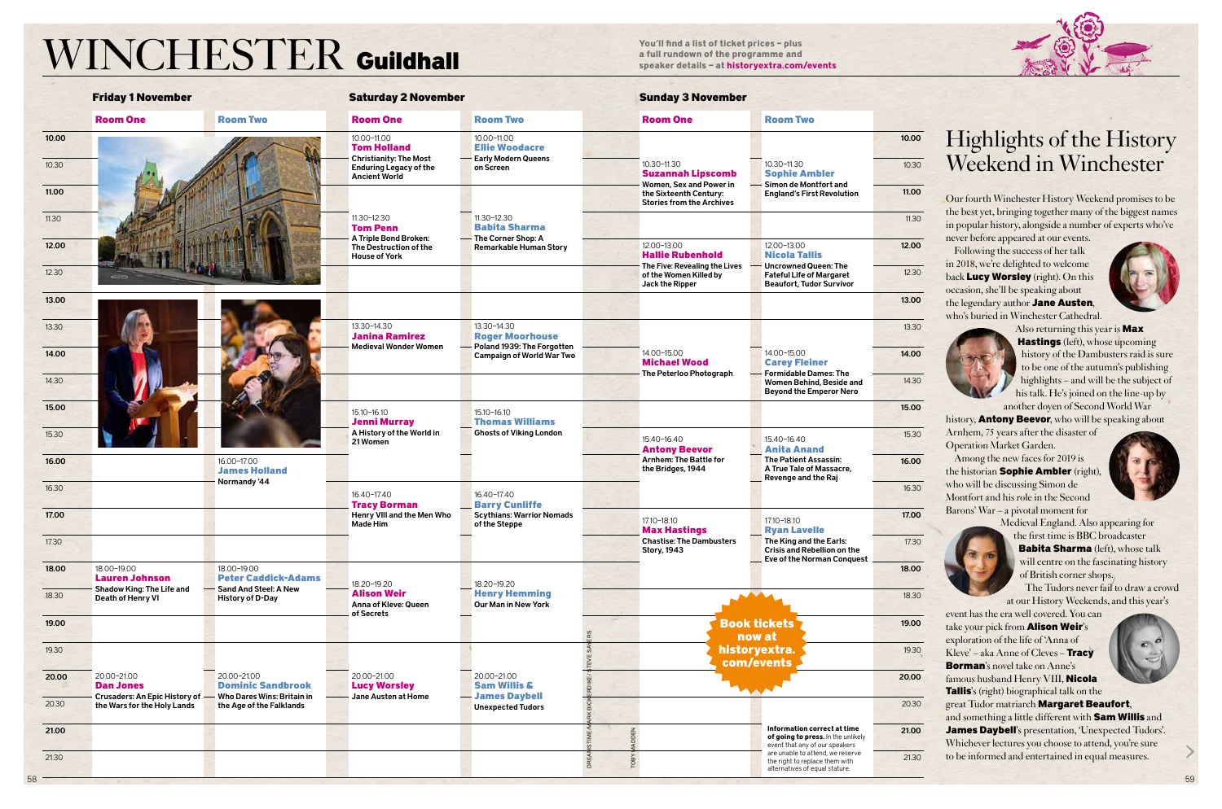# WINCHESTER Guildhall

You'll find a list of ticket prices – plus a full rundown of the programme and speaker details – at historyextra.com/events

## Friday 1 November

**Room One**

- 18.00–19.00 **Lauren Johnson** — Shadow King: The Life and Death of Henry VI
- 20.00–21.00 **Dan Jones** — Crusaders: An Epic History of the Wars for the Holy Lands

**Room Two**

- 16.00–17.00 **James Holland** — Normandy '44
- 18.00–19.00 **Peter Caddick-Adams** — Sand And Steel: A New History of D-Day
- 20.00–21.00 **Dominic Sandbrook** — Who Dares Wins: Britain in the Age of the Falklands

## Saturday 2 November

**Room One**

- 10.00–11.00 **Tom Holland** — Christianity: The Most Enduring Legacy of the Ancient World
- 11.30–12.30 **Tom Penn** — A Triple Bond Broken: The Destruction of the House of York
- 13.30–14.30 **Janina Ramirez** — Medieval Wonder Women
- 15.10–16.10 **Jenni Murray** — A History of the World in 21 Women
- 16.40–17.40 **Tracy Borman** — Henry VIII and the Men Who Made Him
- 18.20–19.20 **Alison Weir** — Anna of Kleve: Queen of Secrets
- 20.00–21.00 **Lucy Worsley** — Jane Austen at Home

**Room Two**

- 10.00–11.00 **Ellie Woodacre** — Early Modern Queens on Screen
- 11.30–12.30 **Babita Sharma** — The Corner Shop: A Remarkable Human Story
- 13.30–14.30 **Roger Moorhouse** — Poland 1939: The Forgotten Campaign of World War Two
- 15.10–16.10 **Thomas Williams** — Ghosts of Viking London
- 16.40–17.40 **Barry Cunliffe** — Scythians: Warrior Nomads of the Steppe
- 18.20–19.20 **Henry Hemming** — Our Man in New York
- 20.00–21.00 **Sam Willis & James Daybell** — Unexpected Tudors

## Sunday 3 November

**Room One**

- 10.30–11.30 **Suzannah Lipscomb** — Women, Sex and Power in the Sixteenth Century: Stories from the Archives
- 12.00–13.00 **Hallie Rubenhold** — The Five: Revealing the Lives of the Women Killed by Jack the Ripper
- 14.00–15.00 **Michael Wood** — The Peterloo Photograph
- 15.40–16.40 **Antony Beevor** — Arnhem: The Battle for the Bridges, 1944
- 17.10–18.10 **Max Hastings** — Chastise: The Dambusters Story, 1943

**Room Two**

- 10.30–11.30 **Sophie Ambler** — Simon de Montfort and England's First Revolution
- 12.00–13.00 **Nicola Tallis** — Uncrowned Queen: The Fateful Life of Margaret Beaufort, Tudor Survivor
- 14.00–15.00 **Carey Fleiner** — Formidable Dames: The Women Behind, Beside and Beyond the Emperor Nero
- 15.40–16.40 **Anita Anand** — The Patient Assassin: A True Tale of Massacre, Revenge and the Raj
- 17.10–18.10 **Ryan Lavelle** — The King and the Earls: Crisis and Rebellion on the Eve of the Norman Conquest

**Book tickets now at historyextra.com/events**

**Information correct at time of going to press.** In the unlikely event that any of our speakers are unable to attend, we reserve the right to replace them with alternatives of equal stature.

DREAMSTIME/MARK BICKERDIKE/STEVE SAYERS

TOBY MADDEN

# Highlights of the History Weekend in Winchester

Our fourth Winchester History Weekend promises to be the best yet, bringing together many of the biggest names in popular history, alongside a number of experts who've never before appeared at our events.

Following the success of her talk in 2018, we're delighted to welcome back **Lucy Worsley** (right). On this occasion, she'll be speaking about the legendary author **Jane Austen**, who's buried in Winchester Cathedral.

Also returning this year is **Max Hastings** (left), whose upcoming history of the Dambusters raid is sure to be one of the autumn's publishing highlights – and will be the subject of his talk. He's joined on the line-up by another doyen of Second World War history, **Antony Beevor**, who will be speaking about Arnhem, 75 years after the disaster of Operation Market Garden.

Among the new faces for 2019 is the historian **Sophie Ambler** (right), who will be discussing Simon de Montfort and his role in the Second Barons' War – a pivotal moment for Medieval England. Also appearing for the first time is BBC broadcaster **Babita Sharma** (left), whose talk will centre on the fascinating history of British corner shops.

The Tudors never fail to draw a crowd at our History Weekends, and this year's event has the era well covered. You can take your pick from **Alison Weir**'s exploration of the life of 'Anna of Kleve' – aka Anne of Cleves – **Tracy Borman**'s novel take on Anne's famous husband Henry VIII, **Nicola Tallis**'s (right) biographical talk on the great Tudor matriarch **Margaret Beaufort**, and something a little different with **Sam Willis** and **James Daybell**'s presentation, 'Unexpected Tudors'. Whichever lectures you choose to attend, you're sure to be informed and entertained in equal measures.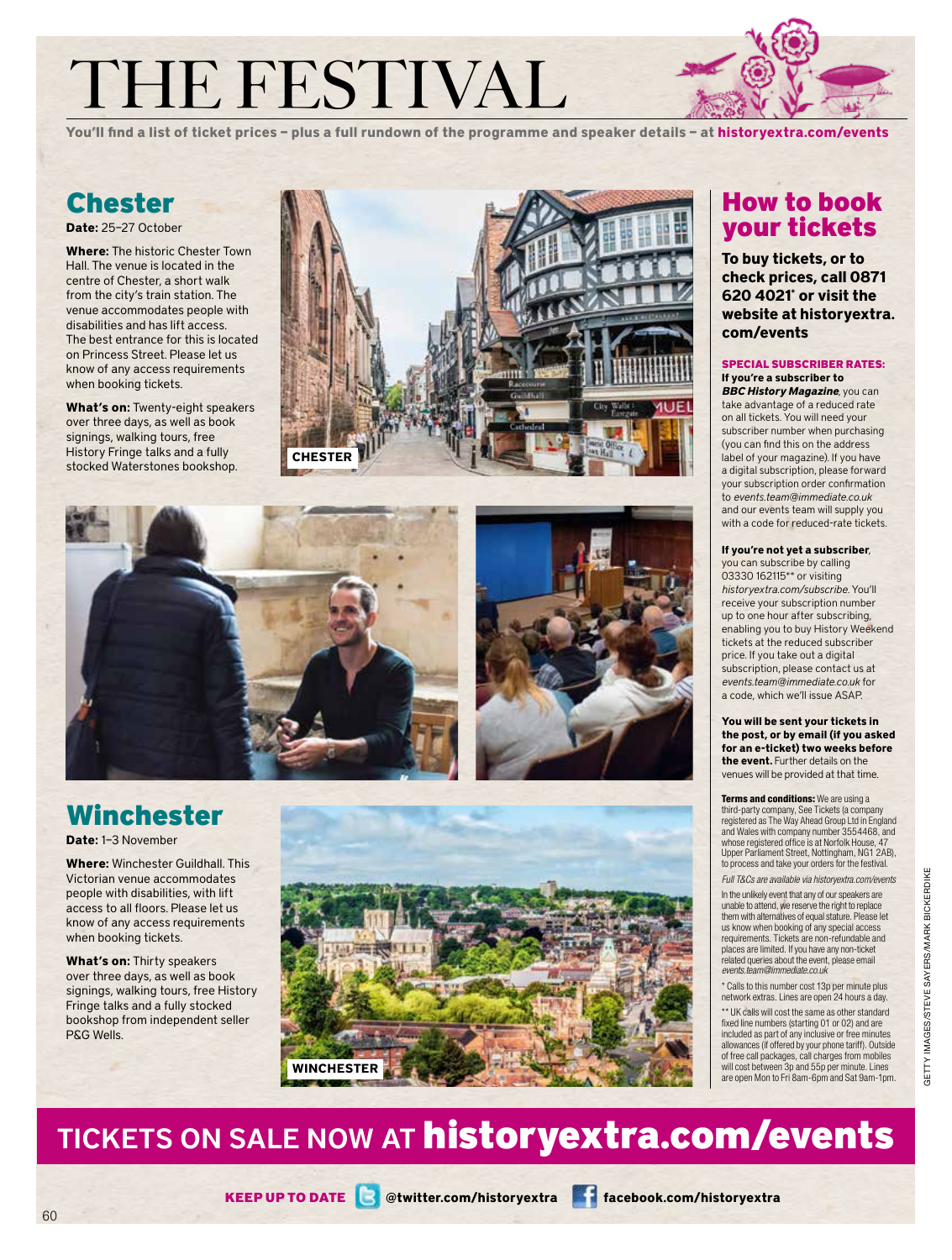# THE FESTIVAL

**You'll find a list of ticket prices – plus a full rundown of the programme and speaker details – at historyextra.com/events**

## Chester

**Date:** 25–27 October

**Where:** The historic Chester Town Hall. The venue is located in the centre of Chester, a short walk from the city's train station. The venue accommodates people with disabilities and has lift access. The best entrance for this is located on Princess Street. Please let us know of any access requirements when booking tickets.

**What's on:** Twenty-eight speakers over three days, as well as book signings, walking tours, free History Fringe talks and a fully stocked Waterstones bookshop.

CHESTER

## Winchester

**Date:** 1–3 November

**Where:** Winchester Guildhall. This Victorian venue accommodates people with disabilities, with lift access to all floors. Please let us know of any access requirements when booking tickets.

**What's on:** Thirty speakers over three days, as well as book signings, walking tours, free History Fringe talks and a fully stocked bookshop from independent seller P&G Wells.

WINCHESTER

## How to book your tickets

**To buy tickets, or to check prices, call 0871 620 4021* or visit the website at historyextra.com/events**

**SPECIAL SUBSCRIBER RATES:**
**If you're a subscriber to *BBC History Magazine***, you can take advantage of a reduced rate on all tickets. You will need your subscriber number when purchasing (you can find this on the address label of your magazine). If you have a digital subscription, please forward your subscription order confirmation to *events.team@immediate.co.uk* and our events team will supply you with a code for reduced-rate tickets.

**If you're not yet a subscriber**, you can subscribe by calling 03330 162115** or visiting *historyextra.com/subscribe*. You'll receive your subscription number up to one hour after subscribing, enabling you to buy History Weekend tickets at the reduced subscriber price. If you take out a digital subscription, please contact us at *events.team@immediate.co.uk* for a code, which we'll issue ASAP.

**You will be sent your tickets in the post, or by email (if you asked for an e-ticket) two weeks before the event.** Further details on the venues will be provided at that time.

**Terms and conditions:** We are using a third-party company, See Tickets (a company registered as The Way Ahead Group Ltd in England and Wales with company number 3554468, and whose registered office is at Norfolk House, 47 Upper Parliament Street, Nottingham, NG1 2AB), to process and take your orders for the festival.

*Full T&Cs are available via historyextra.com/events*

In the unlikely event that any of our speakers are unable to attend, we reserve the right to replace them with alternatives of equal stature. Please let us know when booking of any special access requirements. Tickets are non-refundable and places are limited. If you have any non-ticket related queries about the event, please email *events.team@immediate.co.uk*

* Calls to this number cost 13p per minute plus network extras. Lines are open 24 hours a day.

** UK calls will cost the same as other standard fixed line numbers (starting 01 or 02) and are included as part of any inclusive or free minutes allowances (if offered by your phone tariff). Outside of free call packages, call charges from mobiles will cost between 3p and 55p per minute. Lines are open Mon to Fri 8am-6pm and Sat 9am-1pm.

GETTY IMAGES/STEVE SAYERS/MARK BICKERDIKE

**TICKETS ON SALE NOW AT historyextra.com/events**

**KEEP UP TO DATE** @twitter.com/historyextra facebook.com/historyextra